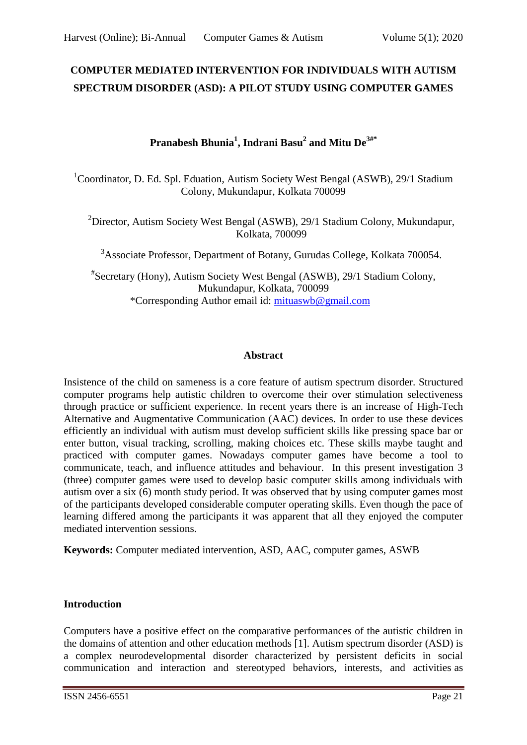# COMPUTER MEDIATED INTERVENTION FOR INDIVIDUALS WITH AUTISM SPECTRUM DISORDER (ASD): A PILOT STUDY USING COMPUTER GAMES

**Pranabesh Bhunia[1], Indrani Basu[2] and Mitu De[3#*]**

[1]Coordinator, D. Ed. Spl. Eduation, Autism Society West Bengal (ASWB), 29/1 Stadium Colony, Mukundapur, Kolkata 700099

[2]Director, Autism Society West Bengal (ASWB), 29/1 Stadium Colony, Mukundapur, Kolkata, 700099

[3]Associate Professor, Department of Botany, Gurudas College, Kolkata 700054.

[#]Secretary (Hony), Autism Society West Bengal (ASWB), 29/1 Stadium Colony, Mukundapur, Kolkata, 700099
*Corresponding Author email id: mituaswb@gmail.com

## Abstract

Insistence of the child on sameness is a core feature of autism spectrum disorder. Structured computer programs help autistic children to overcome their over stimulation selectiveness through practice or sufficient experience. In recent years there is an increase of High-Tech Alternative and Augmentative Communication (AAC) devices. In order to use these devices efficiently an individual with autism must develop sufficient skills like pressing space bar or enter button, visual tracking, scrolling, making choices etc. These skills maybe taught and practiced with computer games. Nowadays computer games have become a tool to communicate, teach, and influence attitudes and behaviour. In this present investigation 3 (three) computer games were used to develop basic computer skills among individuals with autism over a six (6) month study period. It was observed that by using computer games most of the participants developed considerable computer operating skills. Even though the pace of learning differed among the participants it was apparent that all they enjoyed the computer mediated intervention sessions.

**Keywords:** Computer mediated intervention, ASD, AAC, computer games, ASWB

## Introduction

Computers have a positive effect on the comparative performances of the autistic children in the domains of attention and other education methods [1]. Autism spectrum disorder (ASD) is a complex neurodevelopmental disorder characterized by persistent deficits in social communication and interaction and stereotyped behaviors, interests, and activities as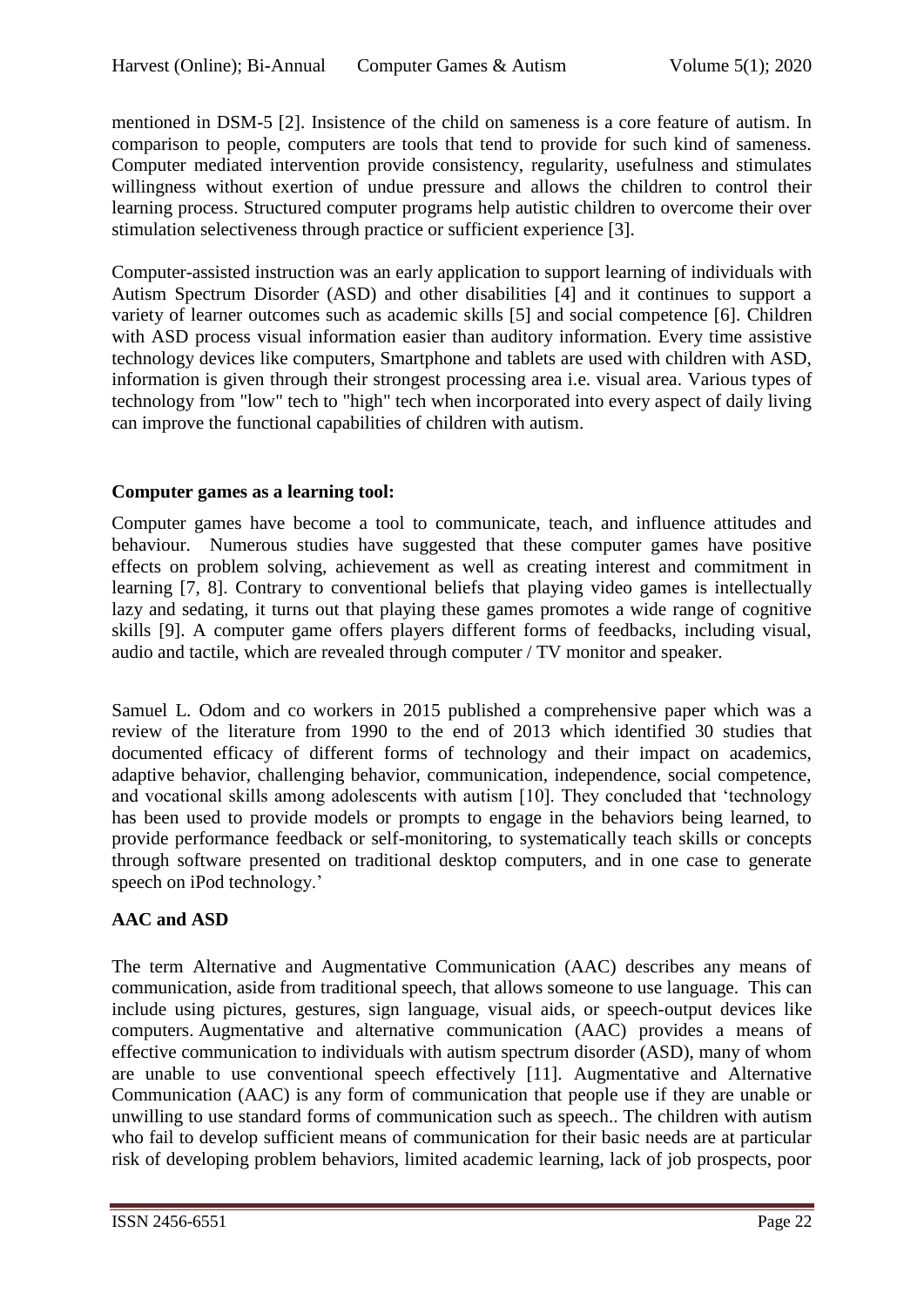mentioned in DSM-5 [2]. Insistence of the child on sameness is a core feature of autism. In comparison to people, computers are tools that tend to provide for such kind of sameness. Computer mediated intervention provide consistency, regularity, usefulness and stimulates willingness without exertion of undue pressure and allows the children to control their learning process. Structured computer programs help autistic children to overcome their over stimulation selectiveness through practice or sufficient experience [3].

Computer-assisted instruction was an early application to support learning of individuals with Autism Spectrum Disorder (ASD) and other disabilities [4] and it continues to support a variety of learner outcomes such as academic skills [5] and social competence [6]. Children with ASD process visual information easier than auditory information. Every time assistive technology devices like computers, Smartphone and tablets are used with children with ASD, information is given through their strongest processing area i.e. visual area. Various types of technology from "low" tech to "high" tech when incorporated into every aspect of daily living can improve the functional capabilities of children with autism.

**Computer games as a learning tool:**

Computer games have become a tool to communicate, teach, and influence attitudes and behaviour. Numerous studies have suggested that these computer games have positive effects on problem solving, achievement as well as creating interest and commitment in learning [7, 8]. Contrary to conventional beliefs that playing video games is intellectually lazy and sedating, it turns out that playing these games promotes a wide range of cognitive skills [9]. A computer game offers players different forms of feedbacks, including visual, audio and tactile, which are revealed through computer / TV monitor and speaker.

Samuel L. Odom and co workers in 2015 published a comprehensive paper which was a review of the literature from 1990 to the end of 2013 which identified 30 studies that documented efficacy of different forms of technology and their impact on academics, adaptive behavior, challenging behavior, communication, independence, social competence, and vocational skills among adolescents with autism [10]. They concluded that 'technology has been used to provide models or prompts to engage in the behaviors being learned, to provide performance feedback or self-monitoring, to systematically teach skills or concepts through software presented on traditional desktop computers, and in one case to generate speech on iPod technology.'

**AAC and ASD**

The term Alternative and Augmentative Communication (AAC) describes any means of communication, aside from traditional speech, that allows someone to use language. This can include using pictures, gestures, sign language, visual aids, or speech-output devices like computers. Augmentative and alternative communication (AAC) provides a means of effective communication to individuals with autism spectrum disorder (ASD), many of whom are unable to use conventional speech effectively [11]. Augmentative and Alternative Communication (AAC) is any form of communication that people use if they are unable or unwilling to use standard forms of communication such as speech.. The children with autism who fail to develop sufficient means of communication for their basic needs are at particular risk of developing problem behaviors, limited academic learning, lack of job prospects, poor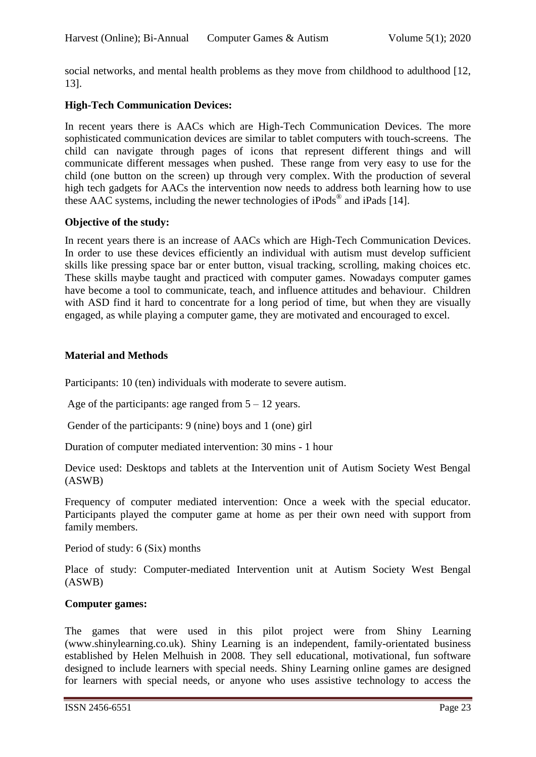social networks, and mental health problems as they move from childhood to adulthood [12, 13].

**High-Tech Communication Devices:**

In recent years there is AACs which are High-Tech Communication Devices. The more sophisticated communication devices are similar to tablet computers with touch-screens. The child can navigate through pages of icons that represent different things and will communicate different messages when pushed. These range from very easy to use for the child (one button on the screen) up through very complex. With the production of several high tech gadgets for AACs the intervention now needs to address both learning how to use these AAC systems, including the newer technologies of iPods® and iPads [14].

**Objective of the study:**

In recent years there is an increase of AACs which are High-Tech Communication Devices. In order to use these devices efficiently an individual with autism must develop sufficient skills like pressing space bar or enter button, visual tracking, scrolling, making choices etc. These skills maybe taught and practiced with computer games. Nowadays computer games have become a tool to communicate, teach, and influence attitudes and behaviour. Children with ASD find it hard to concentrate for a long period of time, but when they are visually engaged, as while playing a computer game, they are motivated and encouraged to excel.

**Material and Methods**

Participants: 10 (ten) individuals with moderate to severe autism.

Age of the participants: age ranged from 5 – 12 years.

Gender of the participants: 9 (nine) boys and 1 (one) girl

Duration of computer mediated intervention: 30 mins - 1 hour

Device used: Desktops and tablets at the Intervention unit of Autism Society West Bengal (ASWB)

Frequency of computer mediated intervention: Once a week with the special educator. Participants played the computer game at home as per their own need with support from family members.

Period of study: 6 (Six) months

Place of study: Computer-mediated Intervention unit at Autism Society West Bengal (ASWB)

**Computer games:**

The games that were used in this pilot project were from Shiny Learning (www.shinylearning.co.uk). Shiny Learning is an independent, family-orientated business established by Helen Melhuish in 2008. They sell educational, motivational, fun software designed to include learners with special needs. Shiny Learning online games are designed for learners with special needs, or anyone who uses assistive technology to access the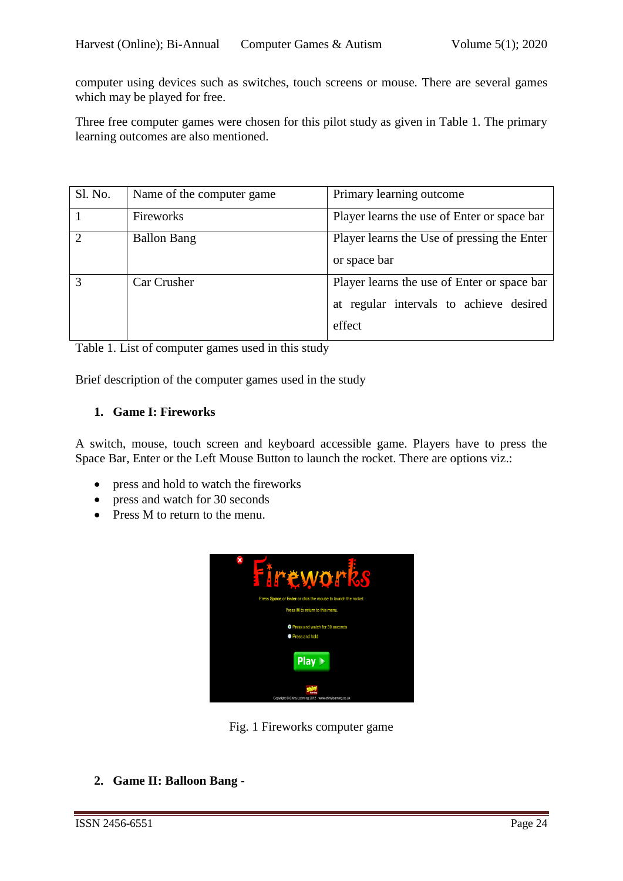computer using devices such as switches, touch screens or mouse. There are several games which may be played for free.

Three free computer games were chosen for this pilot study as given in Table 1. The primary learning outcomes are also mentioned.

| Sl. No. | Name of the computer game | Primary learning outcome |
|---|---|---|
| 1 | Fireworks | Player learns the use of Enter or space bar |
| 2 | Ballon Bang | Player learns the Use of pressing the Enter or space bar |
| 3 | Car Crusher | Player learns the use of Enter or space bar at regular intervals to achieve desired effect |

Table 1. List of computer games used in this study

Brief description of the computer games used in the study

1. **Game I: Fireworks**

A switch, mouse, touch screen and keyboard accessible game. Players have to press the Space Bar, Enter or the Left Mouse Button to launch the rocket. There are options viz.:

- press and hold to watch the fireworks
- press and watch for 30 seconds
- Press M to return to the menu.

Fig. 1 Fireworks computer game

2. **Game II: Balloon Bang -**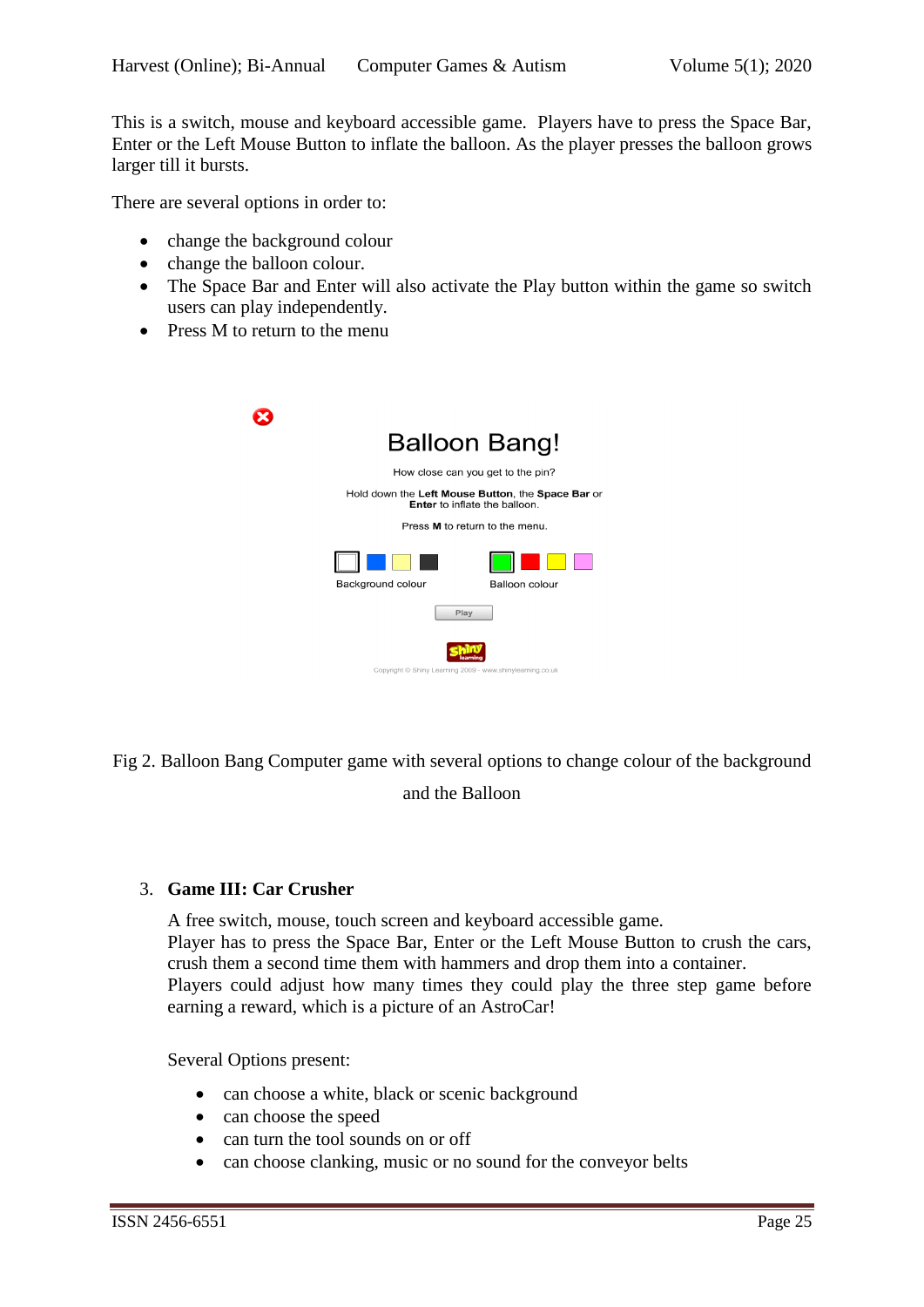This is a switch, mouse and keyboard accessible game. Players have to press the Space Bar, Enter or the Left Mouse Button to inflate the balloon. As the player presses the balloon grows larger till it bursts.

There are several options in order to:

- change the background colour
- change the balloon colour.
- The Space Bar and Enter will also activate the Play button within the game so switch users can play independently.
- Press M to return to the menu

Fig 2. Balloon Bang Computer game with several options to change colour of the background and the Balloon

3. **Game III: Car Crusher**

A free switch, mouse, touch screen and keyboard accessible game.
Player has to press the Space Bar, Enter or the Left Mouse Button to crush the cars, crush them a second time them with hammers and drop them into a container.
Players could adjust how many times they could play the three step game before earning a reward, which is a picture of an AstroCar!

Several Options present:

- can choose a white, black or scenic background
- can choose the speed
- can turn the tool sounds on or off
- can choose clanking, music or no sound for the conveyor belts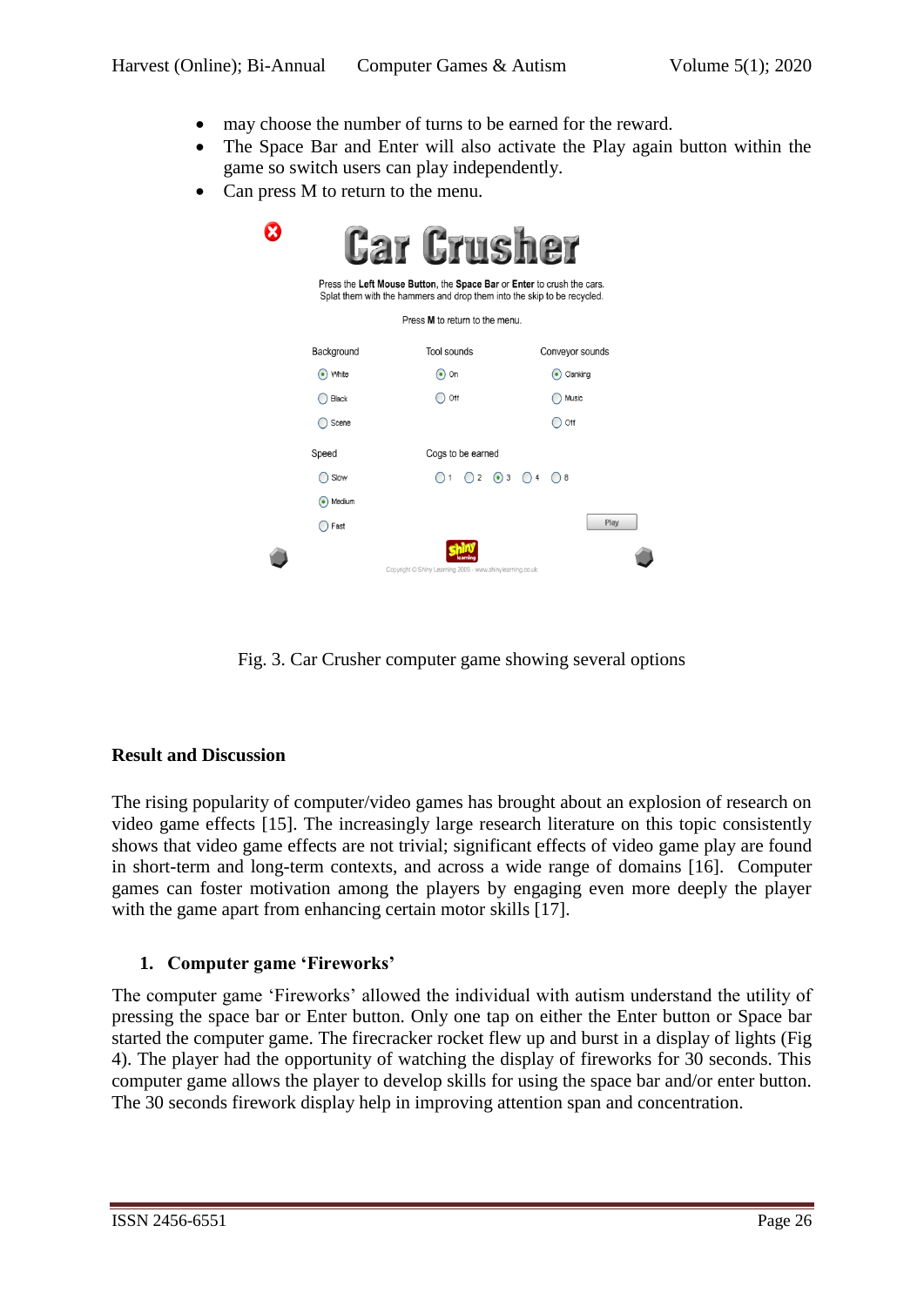- may choose the number of turns to be earned for the reward.
- The Space Bar and Enter will also activate the Play again button within the game so switch users can play independently.
- Can press M to return to the menu.

Fig. 3. Car Crusher computer game showing several options

**Result and Discussion**

The rising popularity of computer/video games has brought about an explosion of research on video game effects [15]. The increasingly large research literature on this topic consistently shows that video game effects are not trivial; significant effects of video game play are found in short-term and long-term contexts, and across a wide range of domains [16]. Computer games can foster motivation among the players by engaging even more deeply the player with the game apart from enhancing certain motor skills [17].

1. **Computer game 'Fireworks'**

The computer game 'Fireworks' allowed the individual with autism understand the utility of pressing the space bar or Enter button. Only one tap on either the Enter button or Space bar started the computer game. The firecracker rocket flew up and burst in a display of lights (Fig 4). The player had the opportunity of watching the display of fireworks for 30 seconds. This computer game allows the player to develop skills for using the space bar and/or enter button. The 30 seconds firework display help in improving attention span and concentration.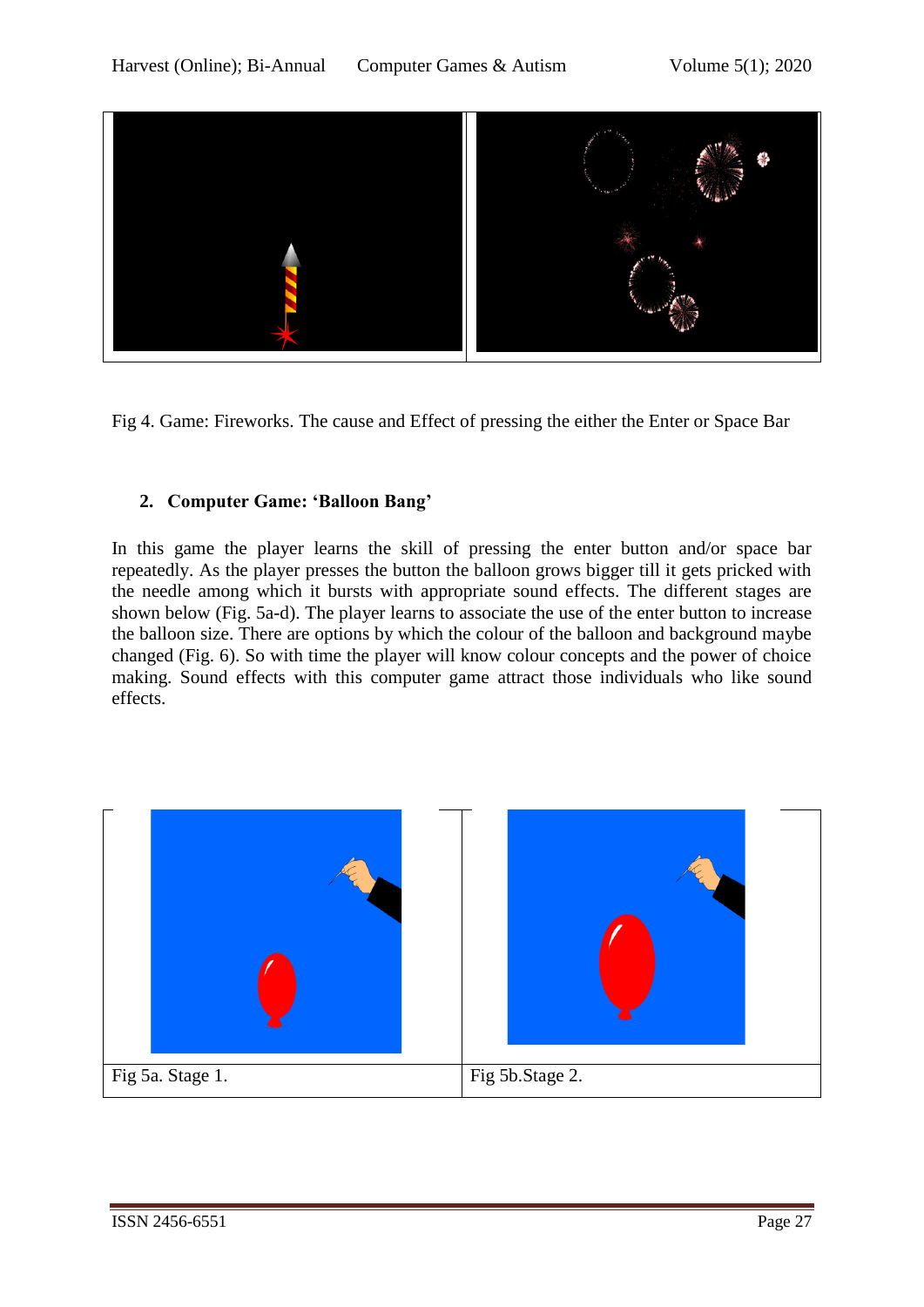Fig 4. Game: Fireworks. The cause and Effect of pressing the either the Enter or Space Bar

## 2. Computer Game: 'Balloon Bang'

In this game the player learns the skill of pressing the enter button and/or space bar repeatedly. As the player presses the button the balloon grows bigger till it gets pricked with the needle among which it bursts with appropriate sound effects. The different stages are shown below (Fig. 5a-d). The player learns to associate the use of the enter button to increase the balloon size. There are options by which the colour of the balloon and background maybe changed (Fig. 6). So with time the player will know colour concepts and the power of choice making. Sound effects with this computer game attract those individuals who like sound effects.

| Fig 5a. Stage 1. | Fig 5b.Stage 2. |
|---|---|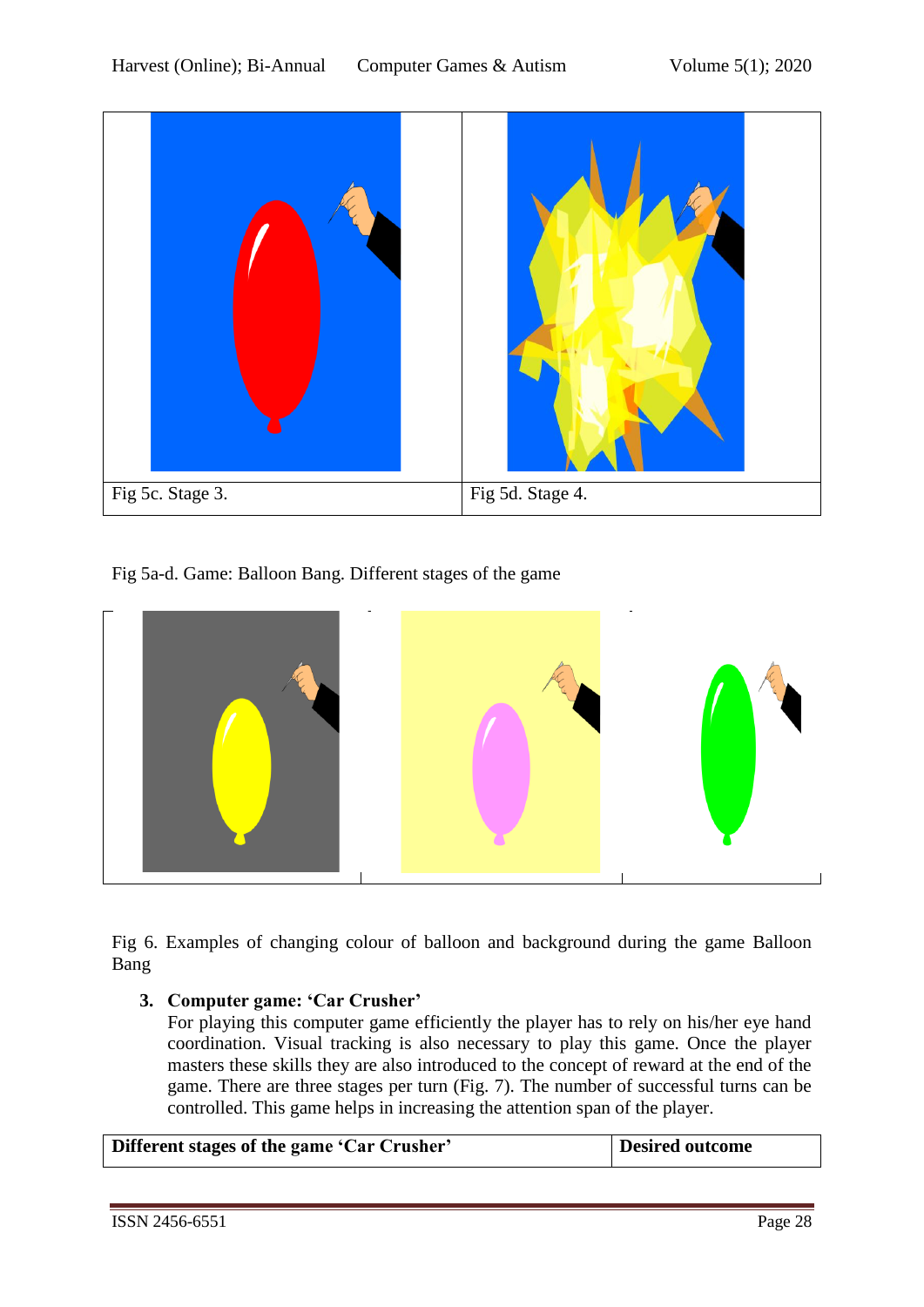| Fig 5c. Stage 3. | Fig 5d. Stage 4. |
|---|---|

Fig 5a-d. Game: Balloon Bang. Different stages of the game

Fig 6. Examples of changing colour of balloon and background during the game Balloon Bang

3. **Computer game: 'Car Crusher'**
   For playing this computer game efficiently the player has to rely on his/her eye hand coordination. Visual tracking is also necessary to play this game. Once the player masters these skills they are also introduced to the concept of reward at the end of the game. There are three stages per turn (Fig. 7). The number of successful turns can be controlled. This game helps in increasing the attention span of the player.

| **Different stages of the game 'Car Crusher'** | **Desired outcome** |
|---|---|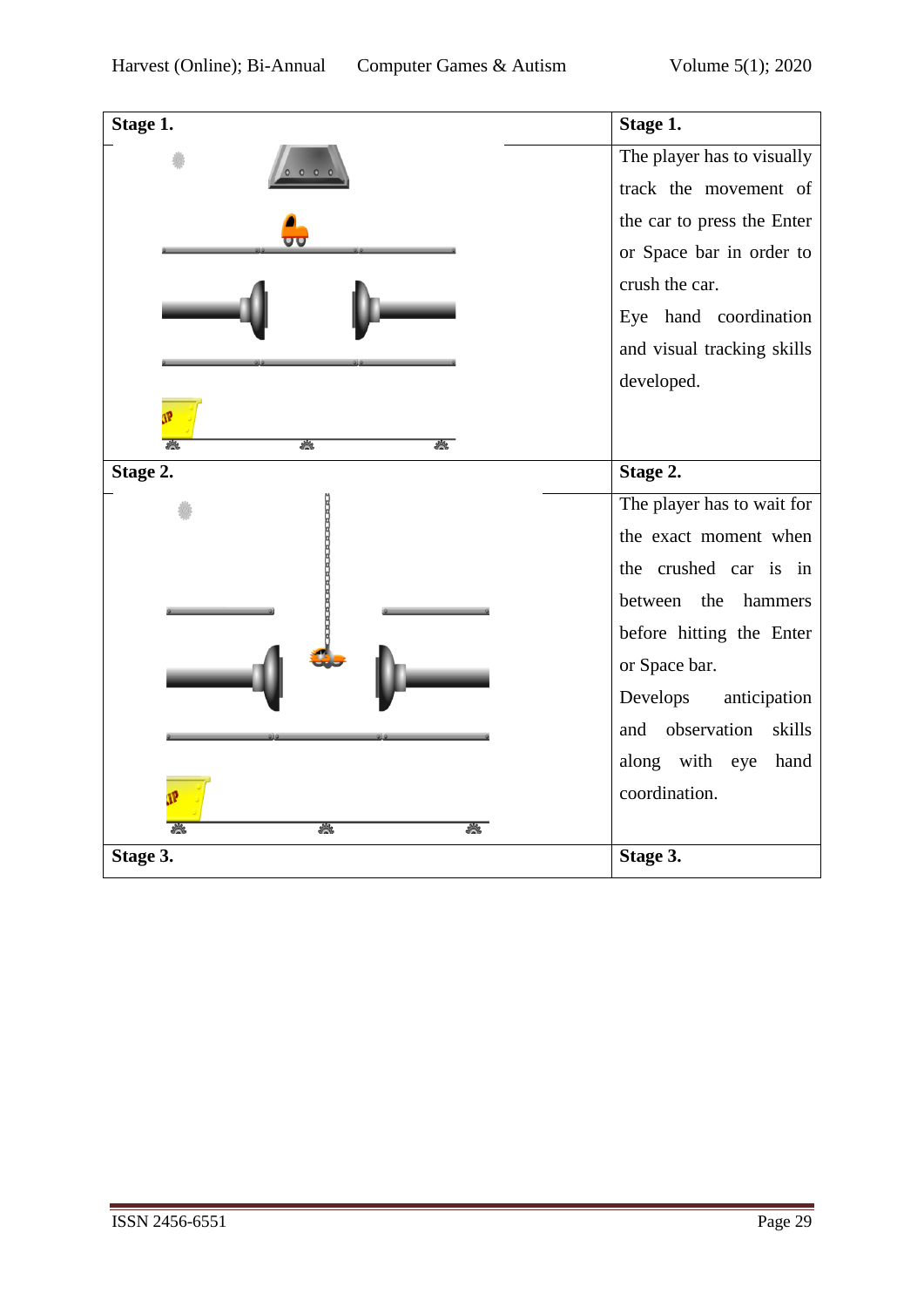| Stage 1. | Stage 1. |
|---|---|
| | The player has to visually track the movement of the car to press the Enter or Space bar in order to crush the car. Eye hand coordination and visual tracking skills developed. |
| **Stage 2.** | **Stage 2.** |
| | The player has to wait for the exact moment when the crushed car is in between the hammers before hitting the Enter or Space bar. Develops anticipation and observation skills along with eye hand coordination. |
| **Stage 3.** | **Stage 3.** |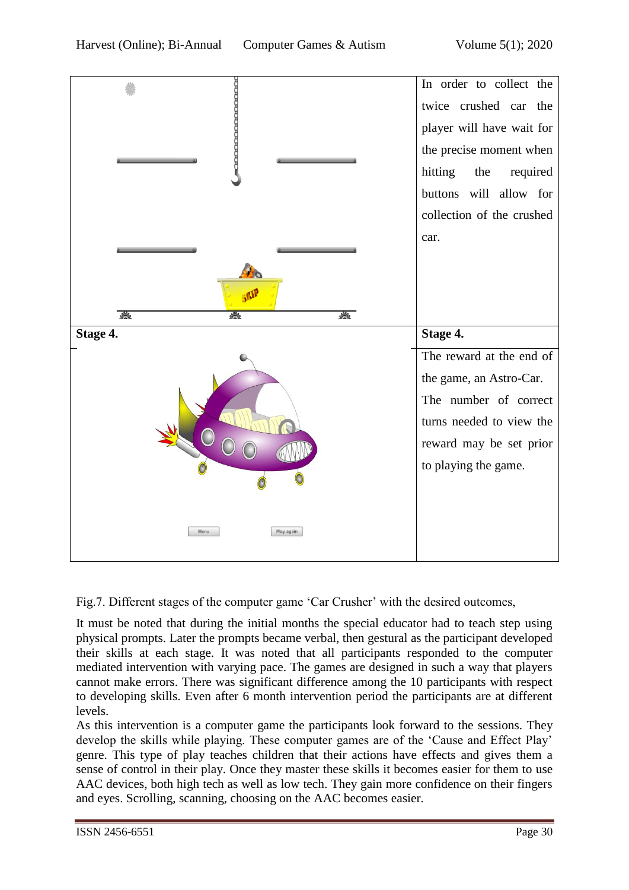| | In order to collect the twice crushed car the player will have wait for the precise moment when hitting the required buttons will allow for collection of the crushed car. |
|---|---|
| **Stage 4.** | **Stage 4.** |
| | The reward at the end of the game, an Astro-Car. The number of correct turns needed to view the reward may be set prior to playing the game. |

Fig.7. Different stages of the computer game 'Car Crusher' with the desired outcomes,

It must be noted that during the initial months the special educator had to teach step using physical prompts. Later the prompts became verbal, then gestural as the participant developed their skills at each stage. It was noted that all participants responded to the computer mediated intervention with varying pace. The games are designed in such a way that players cannot make errors. There was significant difference among the 10 participants with respect to developing skills. Even after 6 month intervention period the participants are at different levels.

As this intervention is a computer game the participants look forward to the sessions. They develop the skills while playing. These computer games are of the 'Cause and Effect Play' genre. This type of play teaches children that their actions have effects and gives them a sense of control in their play. Once they master these skills it becomes easier for them to use AAC devices, both high tech as well as low tech. They gain more confidence on their fingers and eyes. Scrolling, scanning, choosing on the AAC becomes easier.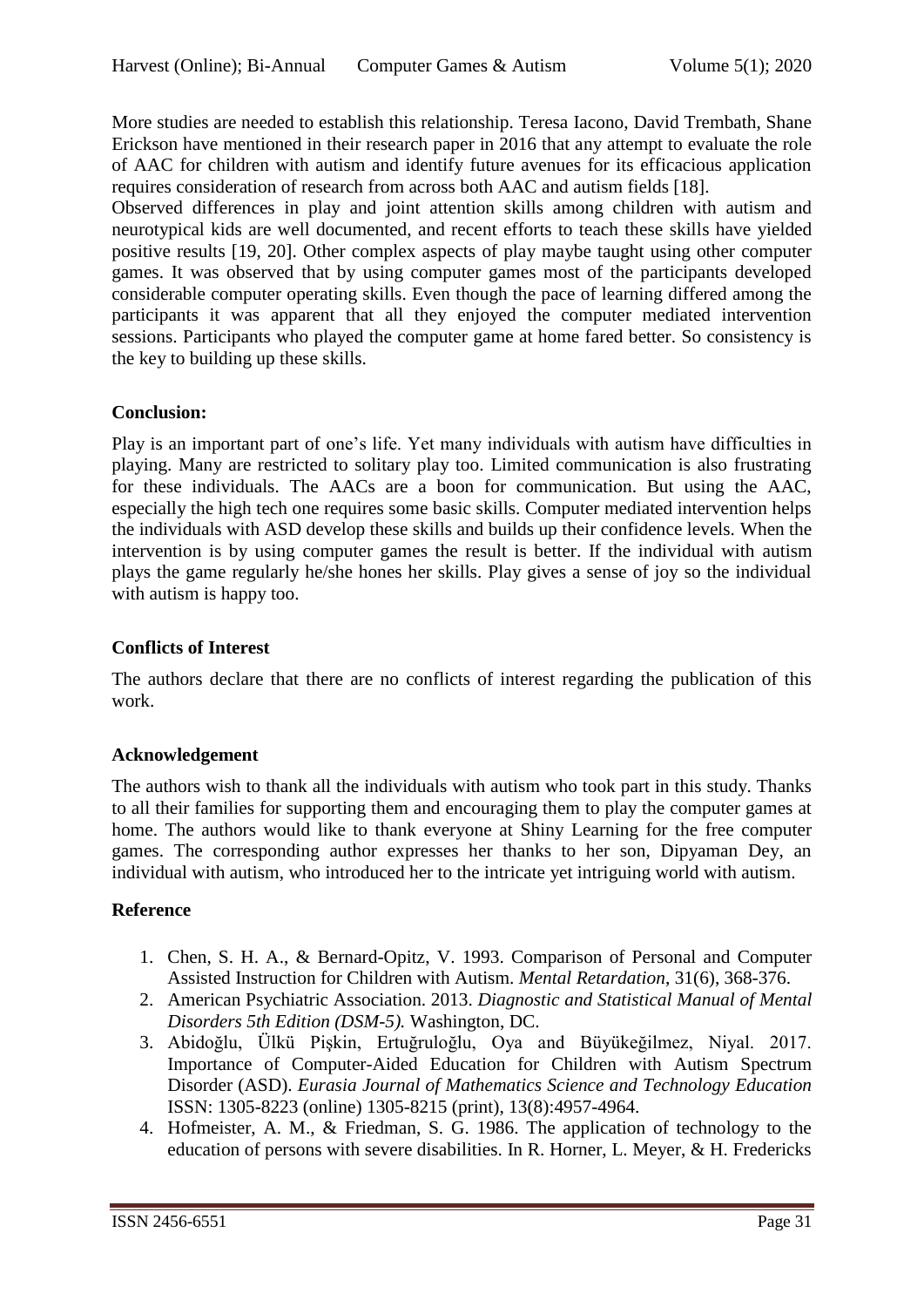More studies are needed to establish this relationship. Teresa Iacono, David Trembath, Shane Erickson have mentioned in their research paper in 2016 that any attempt to evaluate the role of AAC for children with autism and identify future avenues for its efficacious application requires consideration of research from across both AAC and autism fields [18].

Observed differences in play and joint attention skills among children with autism and neurotypical kids are well documented, and recent efforts to teach these skills have yielded positive results [19, 20]. Other complex aspects of play maybe taught using other computer games. It was observed that by using computer games most of the participants developed considerable computer operating skills. Even though the pace of learning differed among the participants it was apparent that all they enjoyed the computer mediated intervention sessions. Participants who played the computer game at home fared better. So consistency is the key to building up these skills.

**Conclusion:**

Play is an important part of one's life. Yet many individuals with autism have difficulties in playing. Many are restricted to solitary play too. Limited communication is also frustrating for these individuals. The AACs are a boon for communication. But using the AAC, especially the high tech one requires some basic skills. Computer mediated intervention helps the individuals with ASD develop these skills and builds up their confidence levels. When the intervention is by using computer games the result is better. If the individual with autism plays the game regularly he/she hones her skills. Play gives a sense of joy so the individual with autism is happy too.

**Conflicts of Interest**

The authors declare that there are no conflicts of interest regarding the publication of this work.

**Acknowledgement**

The authors wish to thank all the individuals with autism who took part in this study. Thanks to all their families for supporting them and encouraging them to play the computer games at home. The authors would like to thank everyone at Shiny Learning for the free computer games. The corresponding author expresses her thanks to her son, Dipyaman Dey, an individual with autism, who introduced her to the intricate yet intriguing world with autism.

**Reference**

1. Chen, S. H. A., & Bernard-Opitz, V. 1993. Comparison of Personal and Computer Assisted Instruction for Children with Autism. *Mental Retardation*, 31(6), 368-376.
2. American Psychiatric Association. 2013. *Diagnostic and Statistical Manual of Mental Disorders 5th Edition (DSM-5).* Washington, DC.
3. Abidoğlu, Ülkü Pişkin, Ertuğruloğlu, Oya and Büyükeğilmez, Niyal. 2017. Importance of Computer-Aided Education for Children with Autism Spectrum Disorder (ASD). *Eurasia Journal of Mathematics Science and Technology Education* ISSN: 1305-8223 (online) 1305-8215 (print), 13(8):4957-4964.
4. Hofmeister, A. M., & Friedman, S. G. 1986. The application of technology to the education of persons with severe disabilities. In R. Horner, L. Meyer, & H. Fredericks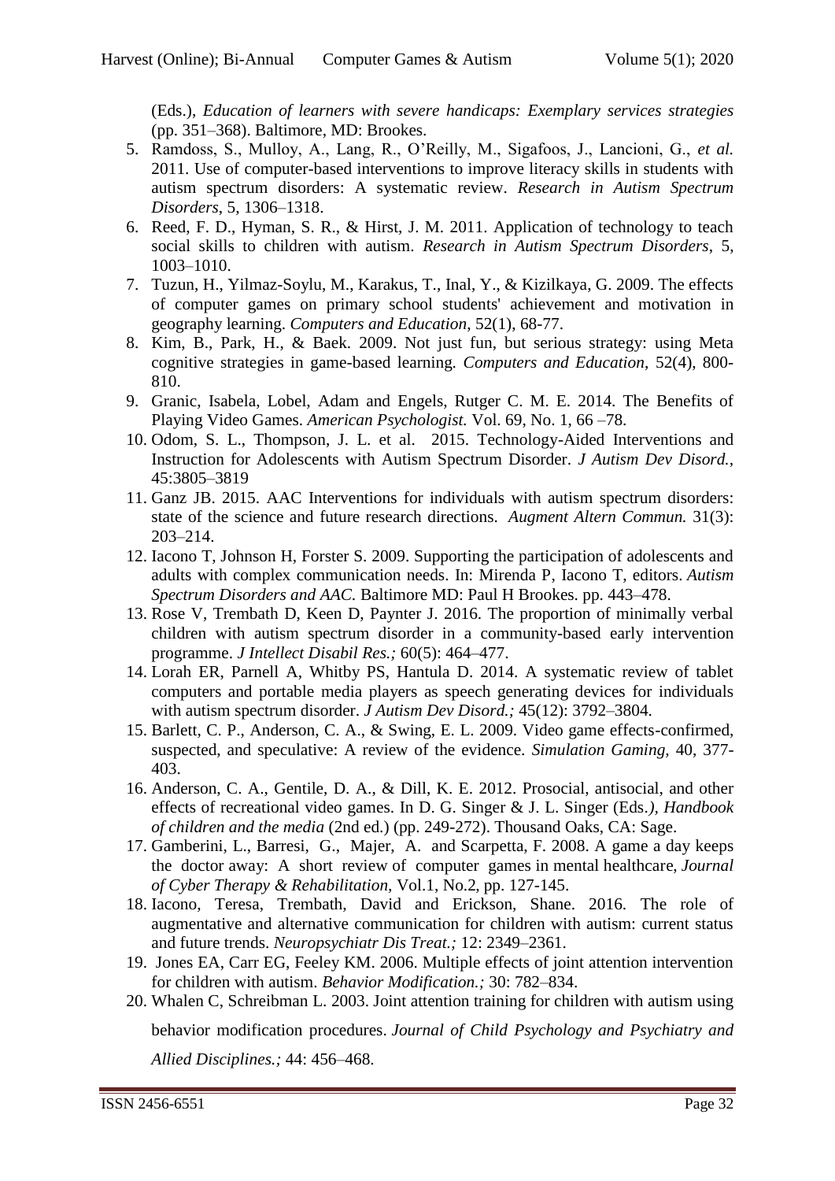(Eds.), *Education of learners with severe handicaps: Exemplary services strategies* (pp. 351–368). Baltimore, MD: Brookes.

5. Ramdoss, S., Mulloy, A., Lang, R., O'Reilly, M., Sigafoos, J., Lancioni, G., *et al.* 2011. Use of computer-based interventions to improve literacy skills in students with autism spectrum disorders: A systematic review. *Research in Autism Spectrum Disorders*, 5, 1306–1318.
6. Reed, F. D., Hyman, S. R., & Hirst, J. M. 2011. Application of technology to teach social skills to children with autism. *Research in Autism Spectrum Disorders*, 5, 1003–1010.
7. Tuzun, H., Yilmaz-Soylu, M., Karakus, T., Inal, Y., & Kizilkaya, G. 2009. The effects of computer games on primary school students' achievement and motivation in geography learning. *Computers and Education*, 52(1), 68-77.
8. Kim, B., Park, H., & Baek. 2009. Not just fun, but serious strategy: using Meta cognitive strategies in game-based learning. *Computers and Education*, 52(4), 800-810.
9. Granic, Isabela, Lobel, Adam and Engels, Rutger C. M. E. 2014. The Benefits of Playing Video Games. *American Psychologist.* Vol. 69, No. 1, 66 –78.
10. Odom, S. L., Thompson, J. L. et al. 2015. Technology-Aided Interventions and Instruction for Adolescents with Autism Spectrum Disorder. *J Autism Dev Disord.*, 45:3805–3819
11. Ganz JB. 2015. AAC Interventions for individuals with autism spectrum disorders: state of the science and future research directions. *Augment Altern Commun.* 31(3): 203–214.
12. Iacono T, Johnson H, Forster S. 2009. Supporting the participation of adolescents and adults with complex communication needs. In: Mirenda P, Iacono T, editors. *Autism Spectrum Disorders and AAC.* Baltimore MD: Paul H Brookes. pp. 443–478.
13. Rose V, Trembath D, Keen D, Paynter J. 2016. The proportion of minimally verbal children with autism spectrum disorder in a community-based early intervention programme. *J Intellect Disabil Res.;* 60(5): 464–477.
14. Lorah ER, Parnell A, Whitby PS, Hantula D. 2014. A systematic review of tablet computers and portable media players as speech generating devices for individuals with autism spectrum disorder. *J Autism Dev Disord.;* 45(12): 3792–3804.
15. Barlett, C. P., Anderson, C. A., & Swing, E. L. 2009. Video game effects-confirmed, suspected, and speculative: A review of the evidence. *Simulation Gaming,* 40, 377-403.
16. Anderson, C. A., Gentile, D. A., & Dill, K. E. 2012. Prosocial, antisocial, and other effects of recreational video games. In D. G. Singer & J. L. Singer (Eds*.), Handbook of children and the media* (2nd ed.) (pp. 249-272). Thousand Oaks, CA: Sage.
17. Gamberini, L., Barresi, G., Majer, A. and Scarpetta, F. 2008. A game a day keeps the doctor away: A short review of computer games in mental healthcare, *Journal of Cyber Therapy & Rehabilitation,* Vol.1, No.2, pp. 127-145.
18. Iacono, Teresa, Trembath, David and Erickson, Shane. 2016. The role of augmentative and alternative communication for children with autism: current status and future trends. *Neuropsychiatr Dis Treat.;* 12: 2349–2361.
19. Jones EA, Carr EG, Feeley KM. 2006. Multiple effects of joint attention intervention for children with autism. *Behavior Modification.;* 30: 782–834.
20. Whalen C, Schreibman L. 2003. Joint attention training for children with autism using behavior modification procedures. *Journal of Child Psychology and Psychiatry and Allied Disciplines.;* 44: 456–468.